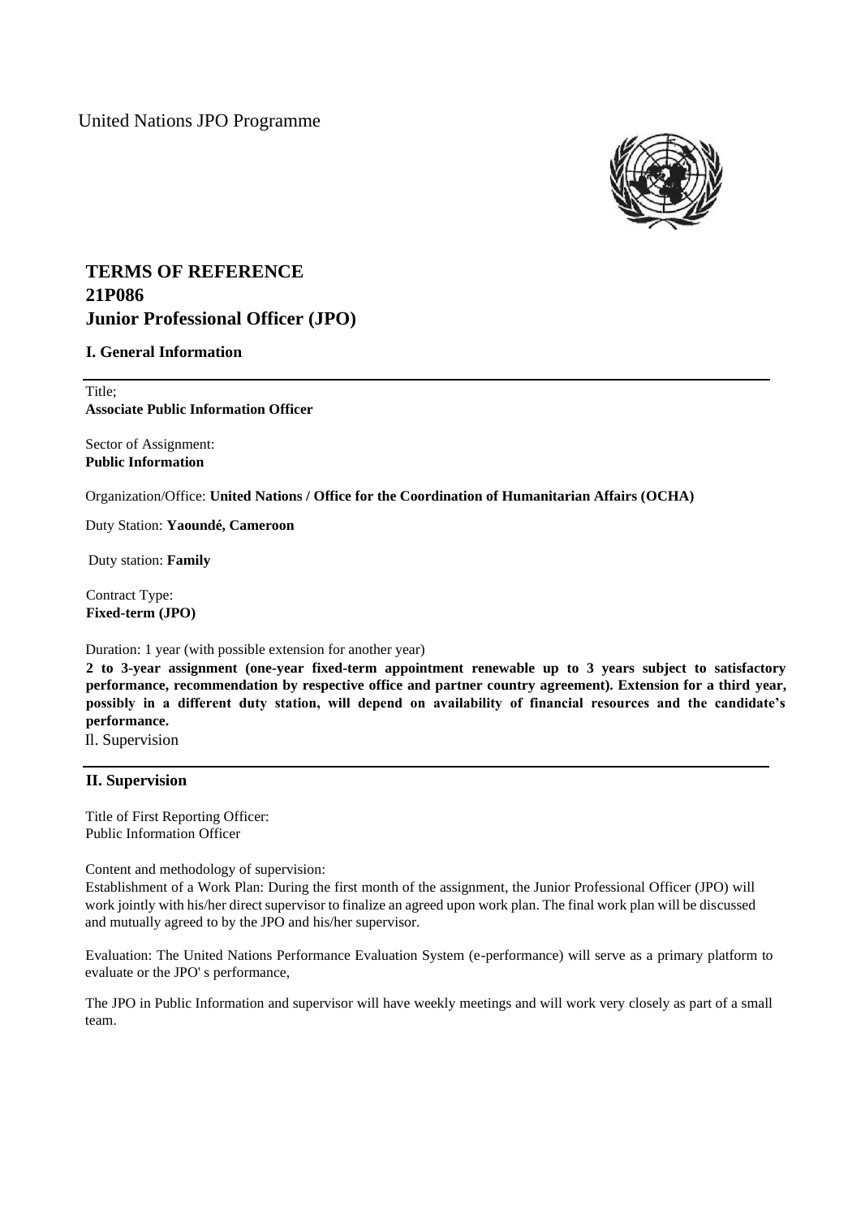United Nations JPO Programme

# TERMS OF REFERENCE
# 21P086
# Junior Professional Officer (JPO)

## I. General Information

Title;
**Associate Public Information Officer**

Sector of Assignment:
**Public Information**

Organization/Office: **United Nations / Office for the Coordination of Humanitarian Affairs (OCHA)**

Duty Station: **Yaoundé, Cameroon**

Duty station: **Family**

Contract Type:
**Fixed-term (JPO)**

Duration: 1 year (with possible extension for another year)
**2 to 3-year assignment (one-year fixed-term appointment renewable up to 3 years subject to satisfactory performance, recommendation by respective office and partner country agreement). Extension for a third year, possibly in a different duty station, will depend on availability of financial resources and the candidate's performance.**
Il. Supervision

## II. Supervision

Title of First Reporting Officer:
Public Information Officer

Content and methodology of supervision:
Establishment of a Work Plan: During the first month of the assignment, the Junior Professional Officer (JPO) will work jointly with his/her direct supervisor to finalize an agreed upon work plan. The final work plan will be discussed and mutually agreed to by the JPO and his/her supervisor.

Evaluation: The United Nations Performance Evaluation System (e-performance) will serve as a primary platform to evaluate or the JPO' s performance,

The JPO in Public Information and supervisor will have weekly meetings and will work very closely as part of a small team.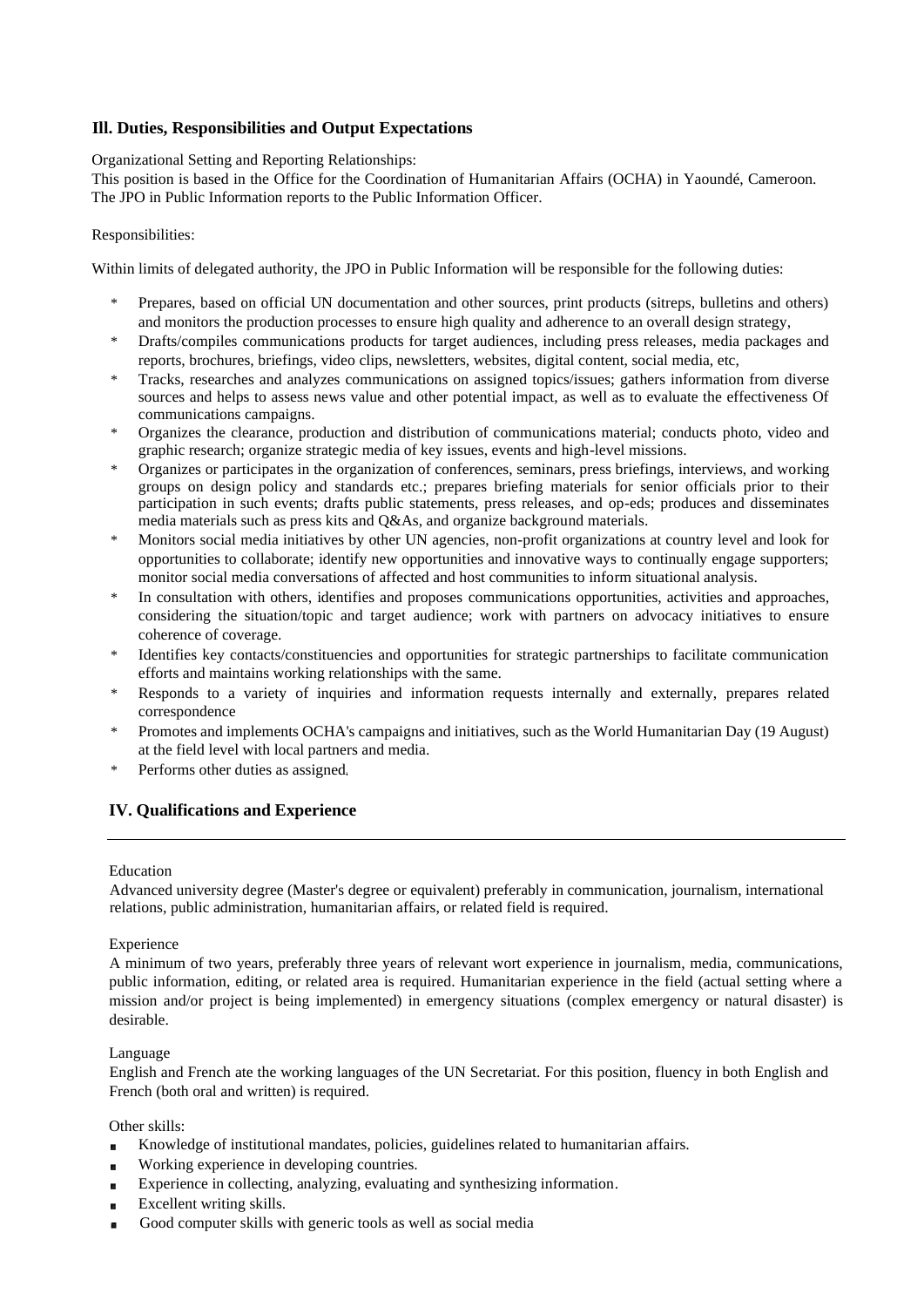## Ill. Duties, Responsibilities and Output Expectations

Organizational Setting and Reporting Relationships:
This position is based in the Office for the Coordination of Humanitarian Affairs (OCHA) in Yaoundé, Cameroon. The JPO in Public Information reports to the Public Information Officer.

Responsibilities:

Within limits of delegated authority, the JPO in Public Information will be responsible for the following duties:

- Prepares, based on official UN documentation and other sources, print products (sitreps, bulletins and others) and monitors the production processes to ensure high quality and adherence to an overall design strategy,
- Drafts/compiles communications products for target audiences, including press releases, media packages and reports, brochures, briefings, video clips, newsletters, websites, digital content, social media, etc,
- Tracks, researches and analyzes communications on assigned topics/issues; gathers information from diverse sources and helps to assess news value and other potential impact, as well as to evaluate the effectiveness Of communications campaigns.
- Organizes the clearance, production and distribution of communications material; conducts photo, video and graphic research; organize strategic media of key issues, events and high-level missions.
- Organizes or participates in the organization of conferences, seminars, press briefings, interviews, and working groups on design policy and standards etc.; prepares briefing materials for senior officials prior to their participation in such events; drafts public statements, press releases, and op-eds; produces and disseminates media materials such as press kits and Q&As, and organize background materials.
- Monitors social media initiatives by other UN agencies, non-profit organizations at country level and look for opportunities to collaborate; identify new opportunities and innovative ways to continually engage supporters; monitor social media conversations of affected and host communities to inform situational analysis.
- In consultation with others, identifies and proposes communications opportunities, activities and approaches, considering the situation/topic and target audience; work with partners on advocacy initiatives to ensure coherence of coverage.
- Identifies key contacts/constituencies and opportunities for strategic partnerships to facilitate communication efforts and maintains working relationships with the same.
- Responds to a variety of inquiries and information requests internally and externally, prepares related correspondence
- Promotes and implements OCHA's campaigns and initiatives, such as the World Humanitarian Day (19 August) at the field level with local partners and media.
- Performs other duties as assigned.

## IV. Qualifications and Experience

---

Education
Advanced university degree (Master's degree or equivalent) preferably in communication, journalism, international relations, public administration, humanitarian affairs, or related field is required.

Experience
A minimum of two years, preferably three years of relevant wort experience in journalism, media, communications, public information, editing, or related area is required. Humanitarian experience in the field (actual setting where a mission and/or project is being implemented) in emergency situations (complex emergency or natural disaster) is desirable.

Language
English and French ate the working languages of the UN Secretariat. For this position, fluency in both English and French (both oral and written) is required.

Other skills:

- Knowledge of institutional mandates, policies, guidelines related to humanitarian affairs.
- Working experience in developing countries.
- Experience in collecting, analyzing, evaluating and synthesizing information.
- Excellent writing skills.
- Good computer skills with generic tools as well as social media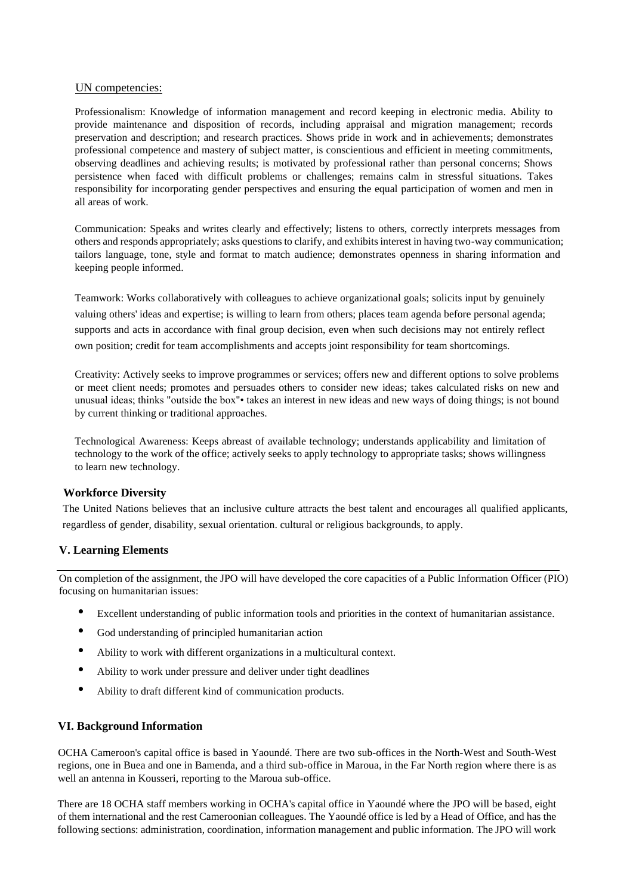UN competencies:

Professionalism: Knowledge of information management and record keeping in electronic media. Ability to provide maintenance and disposition of records, including appraisal and migration management; records preservation and description; and research practices. Shows pride in work and in achievements; demonstrates professional competence and mastery of subject matter, is conscientious and efficient in meeting commitments, observing deadlines and achieving results; is motivated by professional rather than personal concerns; Shows persistence when faced with difficult problems or challenges; remains calm in stressful situations. Takes responsibility for incorporating gender perspectives and ensuring the equal participation of women and men in all areas of work.

Communication: Speaks and writes clearly and effectively; listens to others, correctly interprets messages from others and responds appropriately; asks questions to clarify, and exhibits interest in having two-way communication; tailors language, tone, style and format to match audience; demonstrates openness in sharing information and keeping people informed.

Teamwork: Works collaboratively with colleagues to achieve organizational goals; solicits input by genuinely valuing others' ideas and expertise; is willing to learn from others; places team agenda before personal agenda; supports and acts in accordance with final group decision, even when such decisions may not entirely reflect own position; credit for team accomplishments and accepts joint responsibility for team shortcomings.

Creativity: Actively seeks to improve programmes or services; offers new and different options to solve problems or meet client needs; promotes and persuades others to consider new ideas; takes calculated risks on new and unusual ideas; thinks "outside the box"• takes an interest in new ideas and new ways of doing things; is not bound by current thinking or traditional approaches.

Technological Awareness: Keeps abreast of available technology; understands applicability and limitation of technology to the work of the office; actively seeks to apply technology to appropriate tasks; shows willingness to learn new technology.

**Workforce Diversity**

The United Nations believes that an inclusive culture attracts the best talent and encourages all qualified applicants, regardless of gender, disability, sexual orientation. cultural or religious backgrounds, to apply.

## V. Learning Elements

On completion of the assignment, the JPO will have developed the core capacities of a Public Information Officer (PIO) focusing on humanitarian issues:

- Excellent understanding of public information tools and priorities in the context of humanitarian assistance.
- God understanding of principled humanitarian action
- Ability to work with different organizations in a multicultural context.
- Ability to work under pressure and deliver under tight deadlines
- Ability to draft different kind of communication products.

## VI. Background Information

OCHA Cameroon's capital office is based in Yaoundé. There are two sub-offices in the North-West and South-West regions, one in Buea and one in Bamenda, and a third sub-office in Maroua, in the Far North region where there is as well an antenna in Kousseri, reporting to the Maroua sub-office.

There are 18 OCHA staff members working in OCHA's capital office in Yaoundé where the JPO will be based, eight of them international and the rest Cameroonian colleagues. The Yaoundé office is led by a Head of Office, and has the following sections: administration, coordination, information management and public information. The JPO will work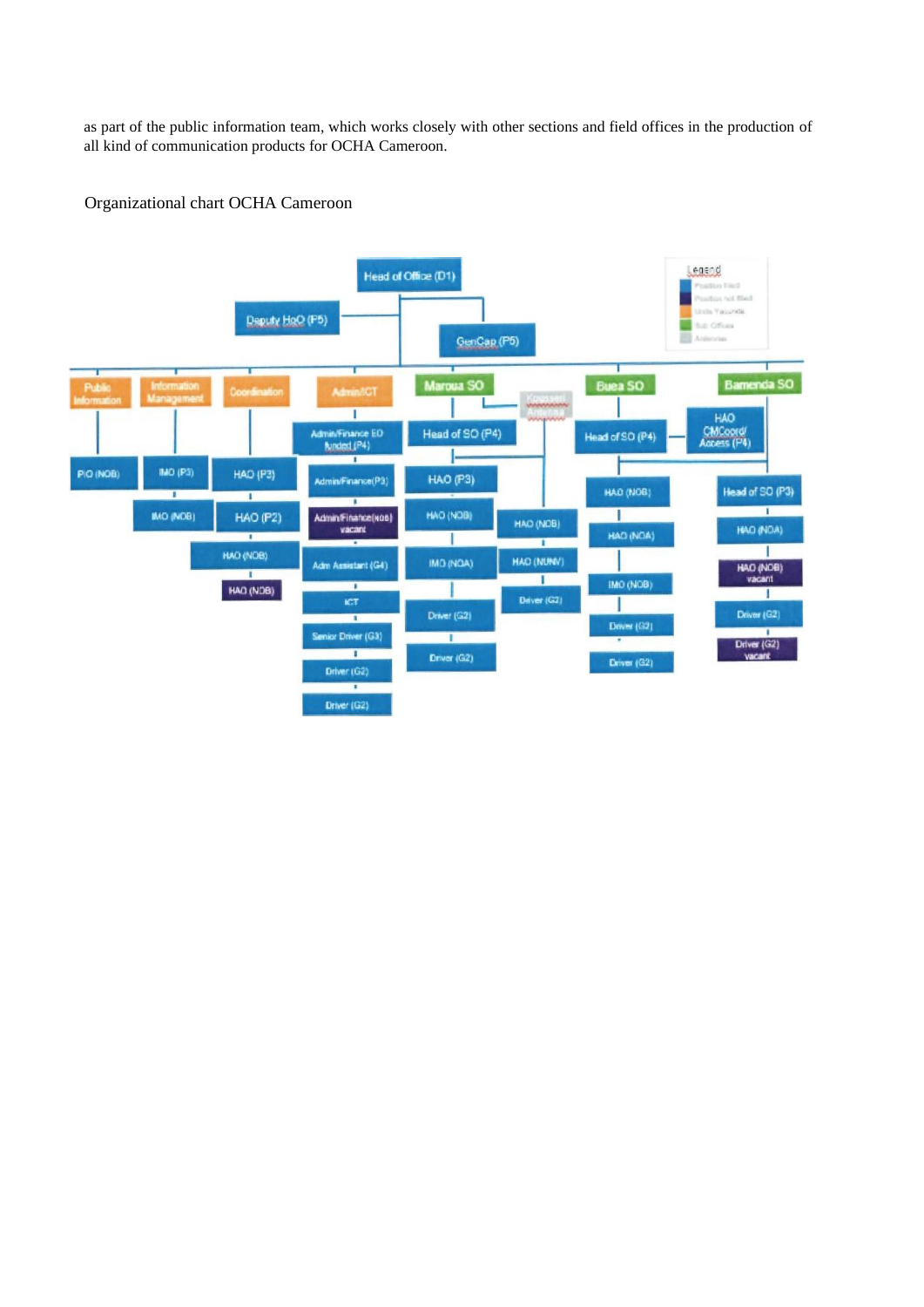as part of the public information team, which works closely with other sections and field offices in the production of all kind of communication products for OCHA Cameroon.

Organizational chart OCHA Cameroon

Head of Office (D1)

Deputy HoO (P5)

GenCap (P5)

Legend

Position filled

Position not filled

Units Yaounde

Sub Offices

Antennas

Public Information

Information Management

Coordination

Admin/ICT

Maroua SO

Kousseri Antenna

Buea SO

Bamenda SO

PIO (NOB)

IMO (P3)

IMO (NOB)

HAO (P3)

HAO (P2)

HAO (NOB)

HAO (NOB)

Admin/Finance EO funded (P4)

Admin/Finance(P3)

Admin/Finance(NOB) vacant

Adm Assistant (G4)

ICT

Senior Driver (G3)

Driver (G2)

Driver (G2)

Head of SO (P4)

HAO (P3)

HAO (NOB)

IMO (NOA)

Driver (G2)

Driver (G2)

HAO (NOB)

HAO (NUNV)

Driver (G2)

Head of SO (P4)

HAO (NOB)

HAO (NOA)

IMO (NOB)

Driver (G2)

Driver (G2)

HAO CMCoord/ Access (P4)

Head of SO (P3)

HAO (NOA)

HAO (NOB) vacant

Driver (G2)

Driver (G2) vacant